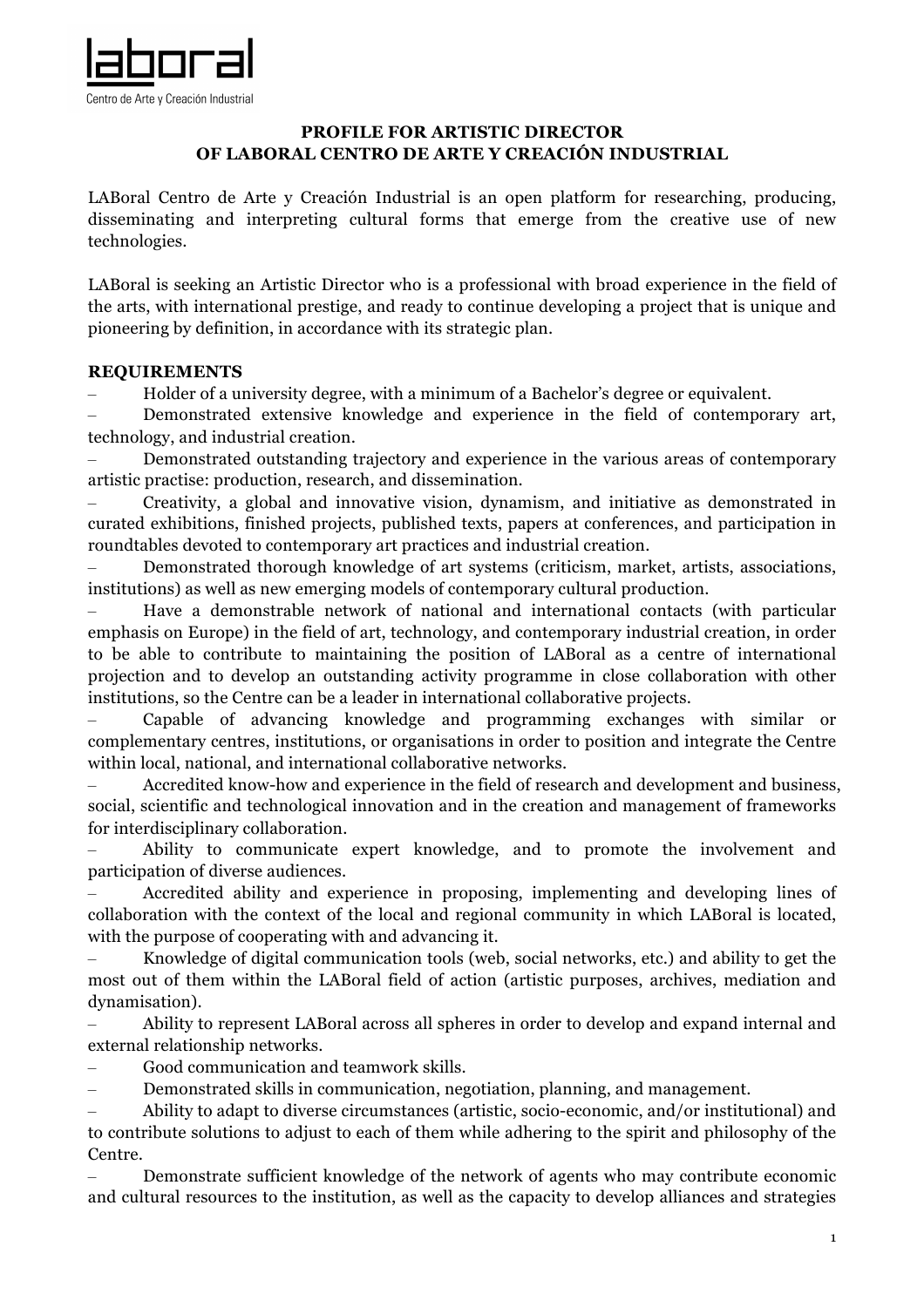laboral

Centro de Arte y Creación Industrial

**PROFILE FOR ARTISTIC DIRECTOR**
**OF LABORAL CENTRO DE ARTE Y CREACIÓN INDUSTRIAL**

LABoral Centro de Arte y Creación Industrial is an open platform for researching, producing, disseminating and interpreting cultural forms that emerge from the creative use of new technologies.

LABoral is seeking an Artistic Director who is a professional with broad experience in the field of the arts, with international prestige, and ready to continue developing a project that is unique and pioneering by definition, in accordance with its strategic plan.

**REQUIREMENTS**

– Holder of a university degree, with a minimum of a Bachelor's degree or equivalent.
– Demonstrated extensive knowledge and experience in the field of contemporary art, technology, and industrial creation.
– Demonstrated outstanding trajectory and experience in the various areas of contemporary artistic practise: production, research, and dissemination.
– Creativity, a global and innovative vision, dynamism, and initiative as demonstrated in curated exhibitions, finished projects, published texts, papers at conferences, and participation in roundtables devoted to contemporary art practices and industrial creation.
– Demonstrated thorough knowledge of art systems (criticism, market, artists, associations, institutions) as well as new emerging models of contemporary cultural production.
– Have a demonstrable network of national and international contacts (with particular emphasis on Europe) in the field of art, technology, and contemporary industrial creation, in order to be able to contribute to maintaining the position of LABoral as a centre of international projection and to develop an outstanding activity programme in close collaboration with other institutions, so the Centre can be a leader in international collaborative projects.
– Capable of advancing knowledge and programming exchanges with similar or complementary centres, institutions, or organisations in order to position and integrate the Centre within local, national, and international collaborative networks.
– Accredited know-how and experience in the field of research and development and business, social, scientific and technological innovation and in the creation and management of frameworks for interdisciplinary collaboration.
– Ability to communicate expert knowledge, and to promote the involvement and participation of diverse audiences.
– Accredited ability and experience in proposing, implementing and developing lines of collaboration with the context of the local and regional community in which LABoral is located, with the purpose of cooperating with and advancing it.
– Knowledge of digital communication tools (web, social networks, etc.) and ability to get the most out of them within the LABoral field of action (artistic purposes, archives, mediation and dynamisation).
– Ability to represent LABoral across all spheres in order to develop and expand internal and external relationship networks.
– Good communication and teamwork skills.
– Demonstrated skills in communication, negotiation, planning, and management.
– Ability to adapt to diverse circumstances (artistic, socio-economic, and/or institutional) and to contribute solutions to adjust to each of them while adhering to the spirit and philosophy of the Centre.
– Demonstrate sufficient knowledge of the network of agents who may contribute economic and cultural resources to the institution, as well as the capacity to develop alliances and strategies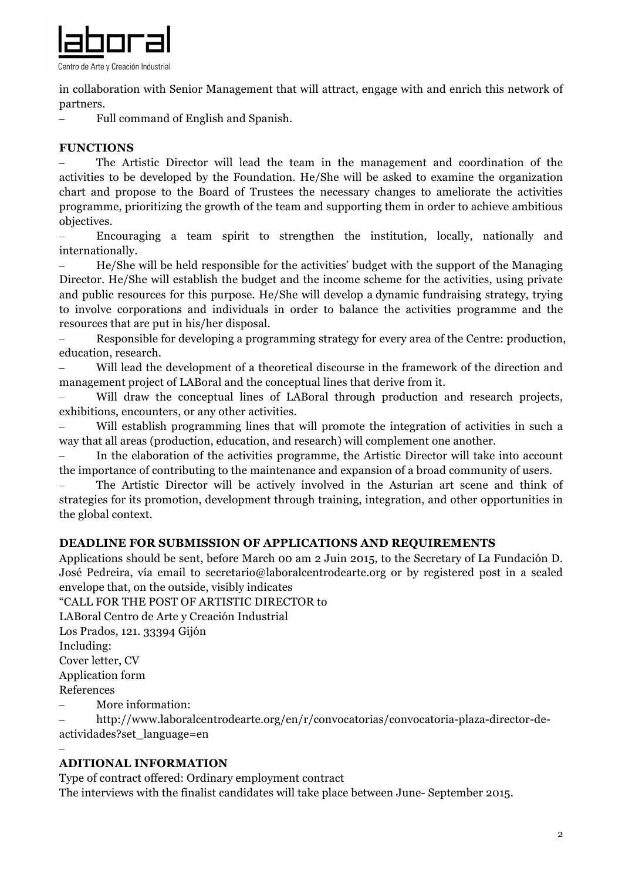in collaboration with Senior Management that will attract, engage with and enrich this network of partners.

– Full command of English and Spanish.

**FUNCTIONS**

– The Artistic Director will lead the team in the management and coordination of the activities to be developed by the Foundation. He/She will be asked to examine the organization chart and propose to the Board of Trustees the necessary changes to ameliorate the activities programme, prioritizing the growth of the team and supporting them in order to achieve ambitious objectives.

– Encouraging a team spirit to strengthen the institution, locally, nationally and internationally.

– He/She will be held responsible for the activities' budget with the support of the Managing Director. He/She will establish the budget and the income scheme for the activities, using private and public resources for this purpose. He/She will develop a dynamic fundraising strategy, trying to involve corporations and individuals in order to balance the activities programme and the resources that are put in his/her disposal.

– Responsible for developing a programming strategy for every area of the Centre: production, education, research.

– Will lead the development of a theoretical discourse in the framework of the direction and management project of LABoral and the conceptual lines that derive from it.

– Will draw the conceptual lines of LABoral through production and research projects, exhibitions, encounters, or any other activities.

– Will establish programming lines that will promote the integration of activities in such a way that all areas (production, education, and research) will complement one another.

– In the elaboration of the activities programme, the Artistic Director will take into account the importance of contributing to the maintenance and expansion of a broad community of users.

– The Artistic Director will be actively involved in the Asturian art scene and think of strategies for its promotion, development through training, integration, and other opportunities in the global context.

**DEADLINE FOR SUBMISSION OF APPLICATIONS AND REQUIREMENTS**

Applications should be sent, before March 00 am 2 Juin 2015, to the Secretary of La Fundación D. José Pedreira, vía email to secretario@laboralcentrodearte.org or by registered post in a sealed envelope that, on the outside, visibly indicates

"CALL FOR THE POST OF ARTISTIC DIRECTOR to
LABoral Centro de Arte y Creación Industrial
Los Prados, 121. 33394 Gijón
Including:
Cover letter, CV
Application form
References

– More information:

– http://www.laboralcentrodearte.org/en/r/convocatorias/convocatoria-plaza-director-de-actividades?set_language=en

–

**ADITIONAL INFORMATION**

Type of contract offered: Ordinary employment contract
The interviews with the finalist candidates will take place between June- September 2015.